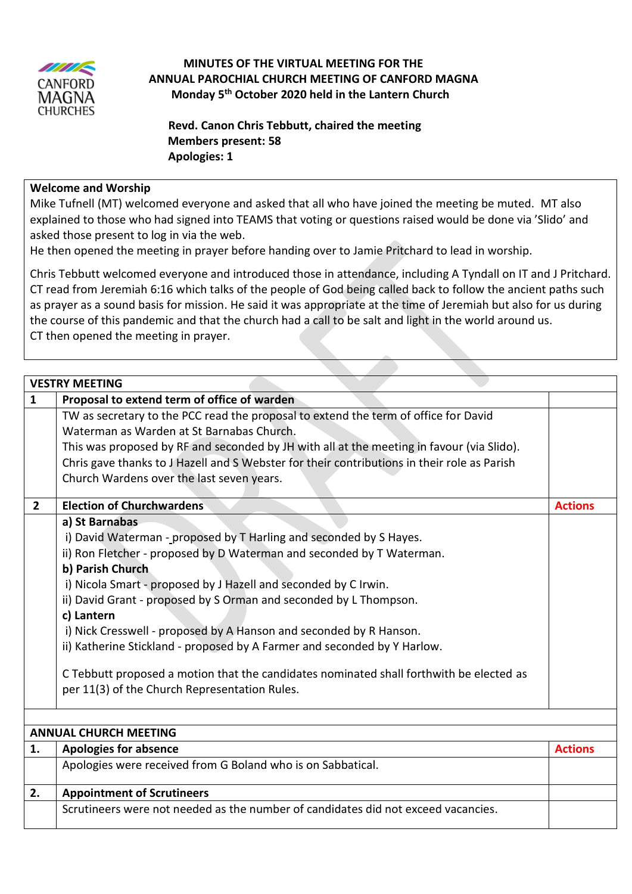# MINUTES OF THE VIRTUAL MEETING FOR THE ANNUAL PAROCHIAL CHURCH MEETING OF CANFORD MAGNA

**Monday 5th October 2020 held in the Lantern Church**

**Revd. Canon Chris Tebbutt, chaired the meeting**
**Members present: 58**
**Apologies: 1**

## Welcome and Worship

Mike Tufnell (MT) welcomed everyone and asked that all who have joined the meeting be muted. MT also explained to those who had signed into TEAMS that voting or questions raised would be done via 'Slido' and asked those present to log in via the web.
He then opened the meeting in prayer before handing over to Jamie Pritchard to lead in worship.

Chris Tebbutt welcomed everyone and introduced those in attendance, including A Tyndall on IT and J Pritchard. CT read from Jeremiah 6:16 which talks of the people of God being called back to follow the ancient paths such as prayer as a sound basis for mission. He said it was appropriate at the time of Jeremiah but also for us during the course of this pandemic and that the church had a call to be salt and light in the world around us.
CT then opened the meeting in prayer.

## VESTRY MEETING

| | | |
|---|---|---|
| **1** | **Proposal to extend term of office of warden** | |
| | TW as secretary to the PCC read the proposal to extend the term of office for David Waterman as Warden at St Barnabas Church.<br>This was proposed by RF and seconded by JH with all at the meeting in favour (via Slido).<br>Chris gave thanks to J Hazell and S Webster for their contributions in their role as Parish Church Wardens over the last seven years. | |
| **2** | **Election of Churchwardens** | **Actions** |
| | **a) St Barnabas**<br>i) David Waterman - proposed by T Harling and seconded by S Hayes.<br>ii) Ron Fletcher - proposed by D Waterman and seconded by T Waterman.<br>**b) Parish Church**<br>i) Nicola Smart - proposed by J Hazell and seconded by C Irwin.<br>ii) David Grant - proposed by S Orman and seconded by L Thompson.<br>**c) Lantern**<br>i) Nick Cresswell - proposed by A Hanson and seconded by R Hanson.<br>ii) Katherine Stickland - proposed by A Farmer and seconded by Y Harlow.<br><br>C Tebbutt proposed a motion that the candidates nominated shall forthwith be elected as per 11(3) of the Church Representation Rules. | |

## ANNUAL CHURCH MEETING

| | | |
|---|---|---|
| **1.** | **Apologies for absence** | **Actions** |
| | Apologies were received from G Boland who is on Sabbatical. | |
| **2.** | **Appointment of Scrutineers** | |
| | Scrutineers were not needed as the number of candidates did not exceed vacancies. | |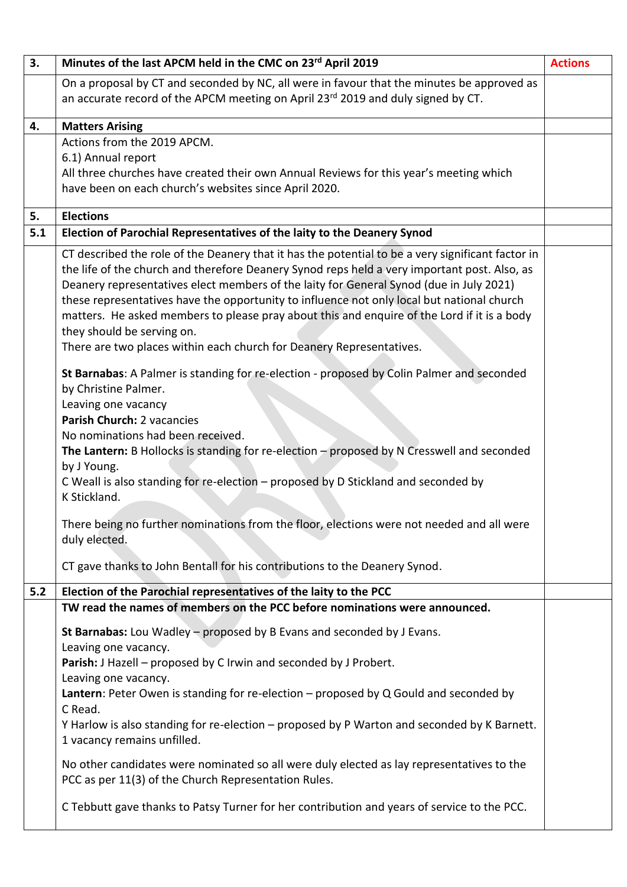| 3. | Minutes of the last APCM held in the CMC on 23rd April 2019 | Actions |
|---|---|---|
| | On a proposal by CT and seconded by NC, all were in favour that the minutes be approved as an accurate record of the APCM meeting on April 23rd 2019 and duly signed by CT. | |
| **4.** | **Matters Arising** | |
| | Actions from the 2019 APCM.<br>6.1) Annual report<br>All three churches have created their own Annual Reviews for this year's meeting which have been on each church's websites since April 2020. | |
| **5.** | **Elections** | |
| **5.1** | **Election of Parochial Representatives of the laity to the Deanery Synod** | |
| | CT described the role of the Deanery that it has the potential to be a very significant factor in the life of the church and therefore Deanery Synod reps held a very important post. Also, as Deanery representatives elect members of the laity for General Synod (due in July 2021) these representatives have the opportunity to influence not only local but national church matters. He asked members to please pray about this and enquire of the Lord if it is a body they should be serving on.<br>There are two places within each church for Deanery Representatives.<br><br>**St Barnabas**: A Palmer is standing for re-election - proposed by Colin Palmer and seconded by Christine Palmer.<br>Leaving one vacancy<br>**Parish Church:** 2 vacancies<br>No nominations had been received.<br>**The Lantern:** B Hollocks is standing for re-election – proposed by N Cresswell and seconded by J Young.<br>C Weall is also standing for re-election – proposed by D Stickland and seconded by K Stickland.<br><br>There being no further nominations from the floor, elections were not needed and all were duly elected.<br><br>CT gave thanks to John Bentall for his contributions to the Deanery Synod. | |
| **5.2** | **Election of the Parochial representatives of the laity to the PCC** | |
| | **TW read the names of members on the PCC before nominations were announced.**<br><br>**St Barnabas:** Lou Wadley – proposed by B Evans and seconded by J Evans.<br>Leaving one vacancy.<br>**Parish:** J Hazell – proposed by C Irwin and seconded by J Probert.<br>Leaving one vacancy.<br>**Lantern**: Peter Owen is standing for re-election – proposed by Q Gould and seconded by C Read.<br>Y Harlow is also standing for re-election – proposed by P Warton and seconded by K Barnett.<br>1 vacancy remains unfilled.<br><br>No other candidates were nominated so all were duly elected as lay representatives to the PCC as per 11(3) of the Church Representation Rules.<br><br>C Tebbutt gave thanks to Patsy Turner for her contribution and years of service to the PCC. | |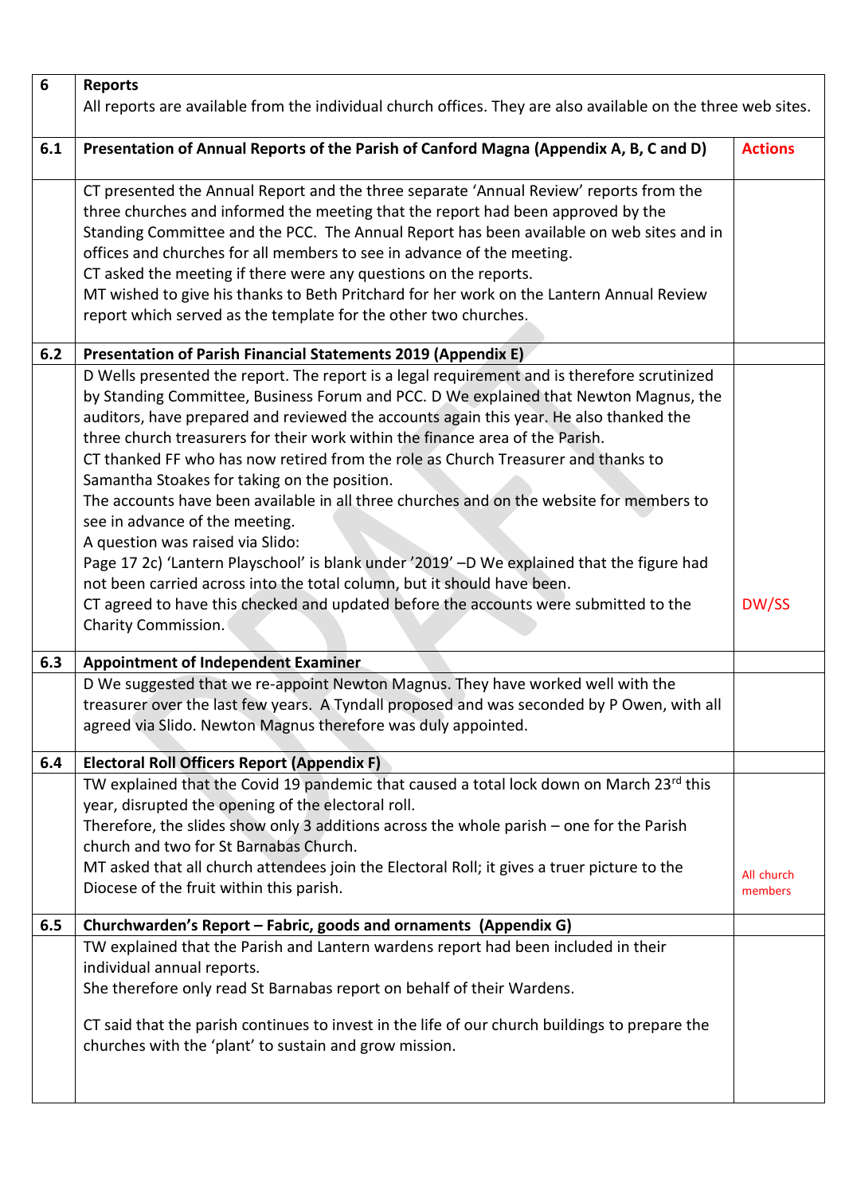| 6 | **Reports**<br>All reports are available from the individual church offices. They are also available on the three web sites. | |
|---|---|---|
| **6.1** | **Presentation of Annual Reports of the Parish of Canford Magna (Appendix A, B, C and D)** | **Actions** |
| | CT presented the Annual Report and the three separate 'Annual Review' reports from the three churches and informed the meeting that the report had been approved by the Standing Committee and the PCC. The Annual Report has been available on web sites and in offices and churches for all members to see in advance of the meeting.<br>CT asked the meeting if there were any questions on the reports.<br>MT wished to give his thanks to Beth Pritchard for her work on the Lantern Annual Review report which served as the template for the other two churches. | |
| **6.2** | **Presentation of Parish Financial Statements 2019 (Appendix E)** | |
| | D Wells presented the report. The report is a legal requirement and is therefore scrutinized by Standing Committee, Business Forum and PCC. D We explained that Newton Magnus, the auditors, have prepared and reviewed the accounts again this year. He also thanked the three church treasurers for their work within the finance area of the Parish.<br>CT thanked FF who has now retired from the role as Church Treasurer and thanks to Samantha Stoakes for taking on the position.<br>The accounts have been available in all three churches and on the website for members to see in advance of the meeting.<br>A question was raised via Slido:<br>Page 17 2c) 'Lantern Playschool' is blank under '2019' –D We explained that the figure had not been carried across into the total column, but it should have been.<br>CT agreed to have this checked and updated before the accounts were submitted to the Charity Commission. | DW/SS |
| **6.3** | **Appointment of Independent Examiner** | |
| | D We suggested that we re-appoint Newton Magnus. They have worked well with the treasurer over the last few years. A Tyndall proposed and was seconded by P Owen, with all agreed via Slido. Newton Magnus therefore was duly appointed. | |
| **6.4** | **Electoral Roll Officers Report (Appendix F)** | |
| | TW explained that the Covid 19 pandemic that caused a total lock down on March 23rd this year, disrupted the opening of the electoral roll.<br>Therefore, the slides show only 3 additions across the whole parish – one for the Parish church and two for St Barnabas Church.<br>MT asked that all church attendees join the Electoral Roll; it gives a truer picture to the Diocese of the fruit within this parish. | All church members |
| **6.5** | **Churchwarden's Report – Fabric, goods and ornaments (Appendix G)** | |
| | TW explained that the Parish and Lantern wardens report had been included in their individual annual reports.<br>She therefore only read St Barnabas report on behalf of their Wardens.<br><br>CT said that the parish continues to invest in the life of our church buildings to prepare the churches with the 'plant' to sustain and grow mission. | |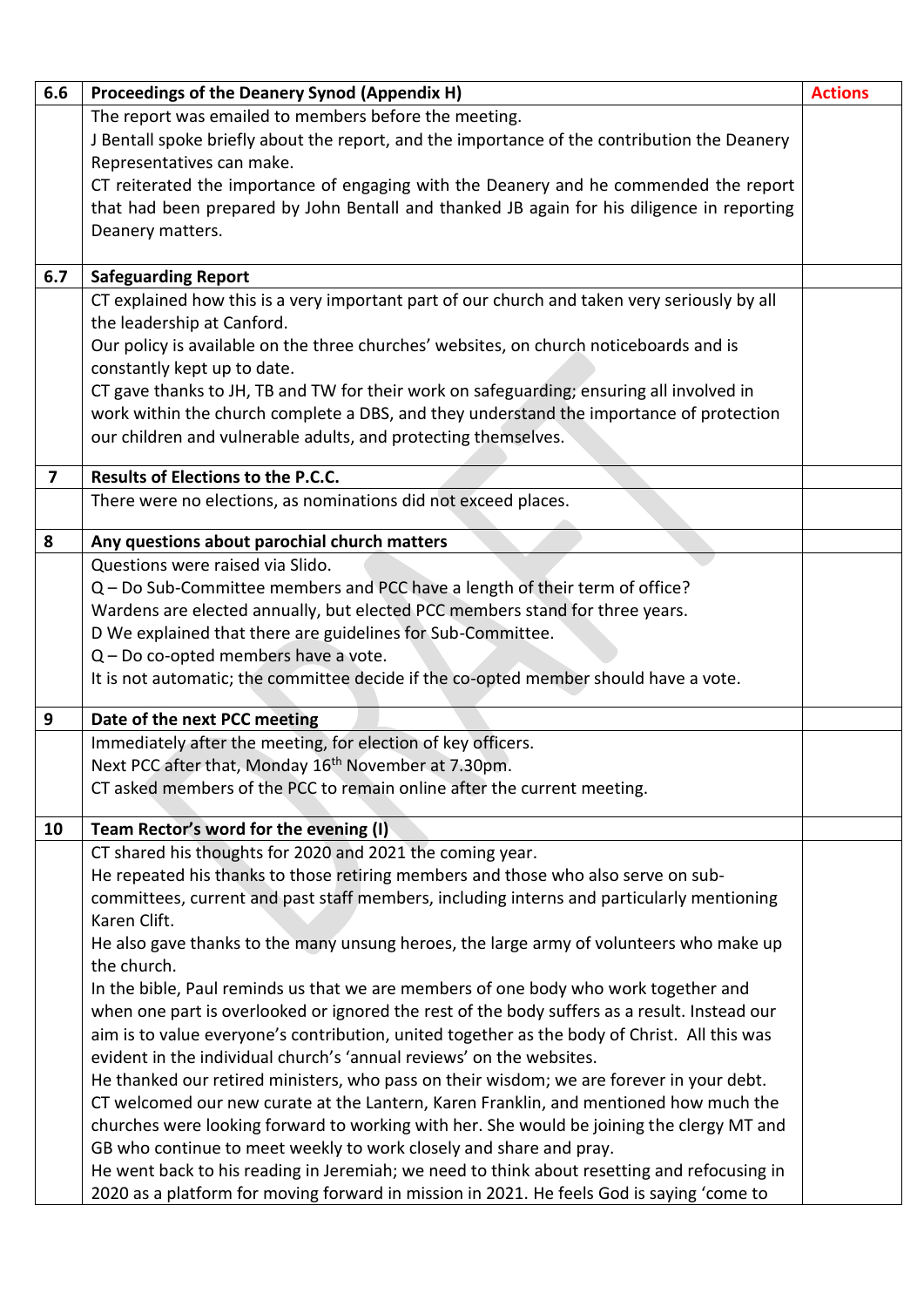| 6.6 | Proceedings of the Deanery Synod (Appendix H) | Actions |
|---|---|---|
| | The report was emailed to members before the meeting.<br>J Bentall spoke briefly about the report, and the importance of the contribution the Deanery Representatives can make.<br>CT reiterated the importance of engaging with the Deanery and he commended the report that had been prepared by John Bentall and thanked JB again for his diligence in reporting Deanery matters. | |
| **6.7** | **Safeguarding Report** | |
| | CT explained how this is a very important part of our church and taken very seriously by all the leadership at Canford.<br>Our policy is available on the three churches' websites, on church noticeboards and is constantly kept up to date.<br>CT gave thanks to JH, TB and TW for their work on safeguarding; ensuring all involved in work within the church complete a DBS, and they understand the importance of protection our children and vulnerable adults, and protecting themselves. | |
| **7** | **Results of Elections to the P.C.C.** | |
| | There were no elections, as nominations did not exceed places. | |
| **8** | **Any questions about parochial church matters** | |
| | Questions were raised via Slido.<br>Q – Do Sub-Committee members and PCC have a length of their term of office?<br>Wardens are elected annually, but elected PCC members stand for three years.<br>D We explained that there are guidelines for Sub-Committee.<br>Q – Do co-opted members have a vote.<br>It is not automatic; the committee decide if the co-opted member should have a vote. | |
| **9** | **Date of the next PCC meeting** | |
| | Immediately after the meeting, for election of key officers.<br>Next PCC after that, Monday 16th November at 7.30pm.<br>CT asked members of the PCC to remain online after the current meeting. | |
| **10** | **Team Rector's word for the evening (I)** | |
| | CT shared his thoughts for 2020 and 2021 the coming year.<br>He repeated his thanks to those retiring members and those who also serve on sub-committees, current and past staff members, including interns and particularly mentioning Karen Clift.<br>He also gave thanks to the many unsung heroes, the large army of volunteers who make up the church.<br>In the bible, Paul reminds us that we are members of one body who work together and when one part is overlooked or ignored the rest of the body suffers as a result. Instead our aim is to value everyone's contribution, united together as the body of Christ. All this was evident in the individual church's 'annual reviews' on the websites.<br>He thanked our retired ministers, who pass on their wisdom; we are forever in your debt.<br>CT welcomed our new curate at the Lantern, Karen Franklin, and mentioned how much the churches were looking forward to working with her. She would be joining the clergy MT and GB who continue to meet weekly to work closely and share and pray.<br>He went back to his reading in Jeremiah; we need to think about resetting and refocusing in 2020 as a platform for moving forward in mission in 2021. He feels God is saying 'come to | |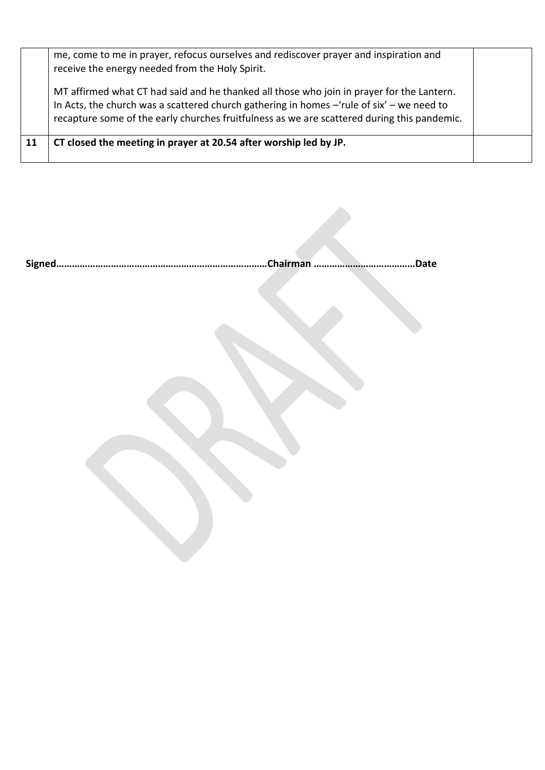| | | |
|---|---|---|
| | me, come to me in prayer, refocus ourselves and rediscover prayer and inspiration and receive the energy needed from the Holy Spirit.<br><br>MT affirmed what CT had said and he thanked all those who join in prayer for the Lantern. In Acts, the church was a scattered church gathering in homes –'rule of six' – we need to recapture some of the early churches fruitfulness as we are scattered during this pandemic. | |
| **11** | **CT closed the meeting in prayer at 20.54 after worship led by JP.** | |

**Signed……………………………………………………………………Chairman …………………………………Date**

DRAFT